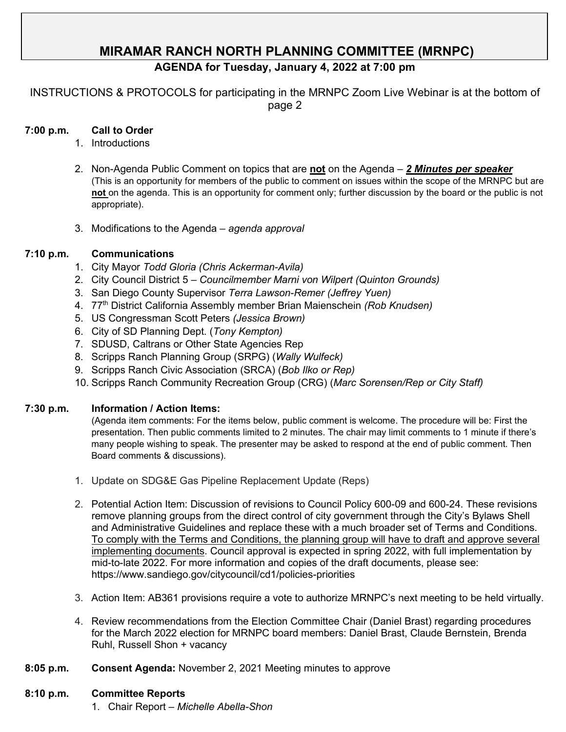# MIRAMAR RANCH NORTH PLANNING COMMITTEE (MRNPC)

## AGENDA for Tuesday, January 4, 2022 at 7:00 pm

INSTRUCTIONS & PROTOCOLS for participating in the MRNPC Zoom Live Webinar is at the bottom of page 2

**7:00 p.m. Call to Order**

1. Introductions
2. Non-Agenda Public Comment on topics that are **not** on the Agenda – ***2 Minutes per speaker***
   (This is an opportunity for members of the public to comment on issues within the scope of the MRNPC but are **not** on the agenda. This is an opportunity for comment only; further discussion by the board or the public is not appropriate).
3. Modifications to the Agenda – *agenda approval*

**7:10 p.m. Communications**

1. City Mayor *Todd Gloria (Chris Ackerman-Avila)*
2. City Council District 5 – *Councilmember Marni von Wilpert (Quinton Grounds)*
3. San Diego County Supervisor *Terra Lawson-Remer (Jeffrey Yuen)*
4. 77th District California Assembly member Brian Maienschein *(Rob Knudsen)*
5. US Congressman Scott Peters *(Jessica Brown)*
6. City of SD Planning Dept. (*Tony Kempton)*
7. SDUSD, Caltrans or Other State Agencies Rep
8. Scripps Ranch Planning Group (SRPG) (*Wally Wulfeck)*
9. Scripps Ranch Civic Association (SRCA) (*Bob Ilko or Rep)*
10. Scripps Ranch Community Recreation Group (CRG) (*Marc Sorensen/Rep or City Staff)*

**7:30 p.m. Information / Action Items:**

(Agenda item comments: For the items below, public comment is welcome. The procedure will be: First the presentation. Then public comments limited to 2 minutes. The chair may limit comments to 1 minute if there's many people wishing to speak. The presenter may be asked to respond at the end of public comment. Then Board comments & discussions).

1. Update on SDG&E Gas Pipeline Replacement Update (Reps)
2. Potential Action Item: Discussion of revisions to Council Policy 600-09 and 600-24. These revisions remove planning groups from the direct control of city government through the City's Bylaws Shell and Administrative Guidelines and replace these with a much broader set of Terms and Conditions. <u>To comply with the Terms and Conditions, the planning group will have to draft and approve several implementing documents</u>. Council approval is expected in spring 2022, with full implementation by mid-to-late 2022. For more information and copies of the draft documents, please see: https://www.sandiego.gov/citycouncil/cd1/policies-priorities
3. Action Item: AB361 provisions require a vote to authorize MRNPC's next meeting to be held virtually.
4. Review recommendations from the Election Committee Chair (Daniel Brast) regarding procedures for the March 2022 election for MRNPC board members: Daniel Brast, Claude Bernstein, Brenda Ruhl, Russell Shon + vacancy

**8:05 p.m. Consent Agenda:** November 2, 2021 Meeting minutes to approve

**8:10 p.m. Committee Reports**

1. Chair Report – *Michelle Abella-Shon*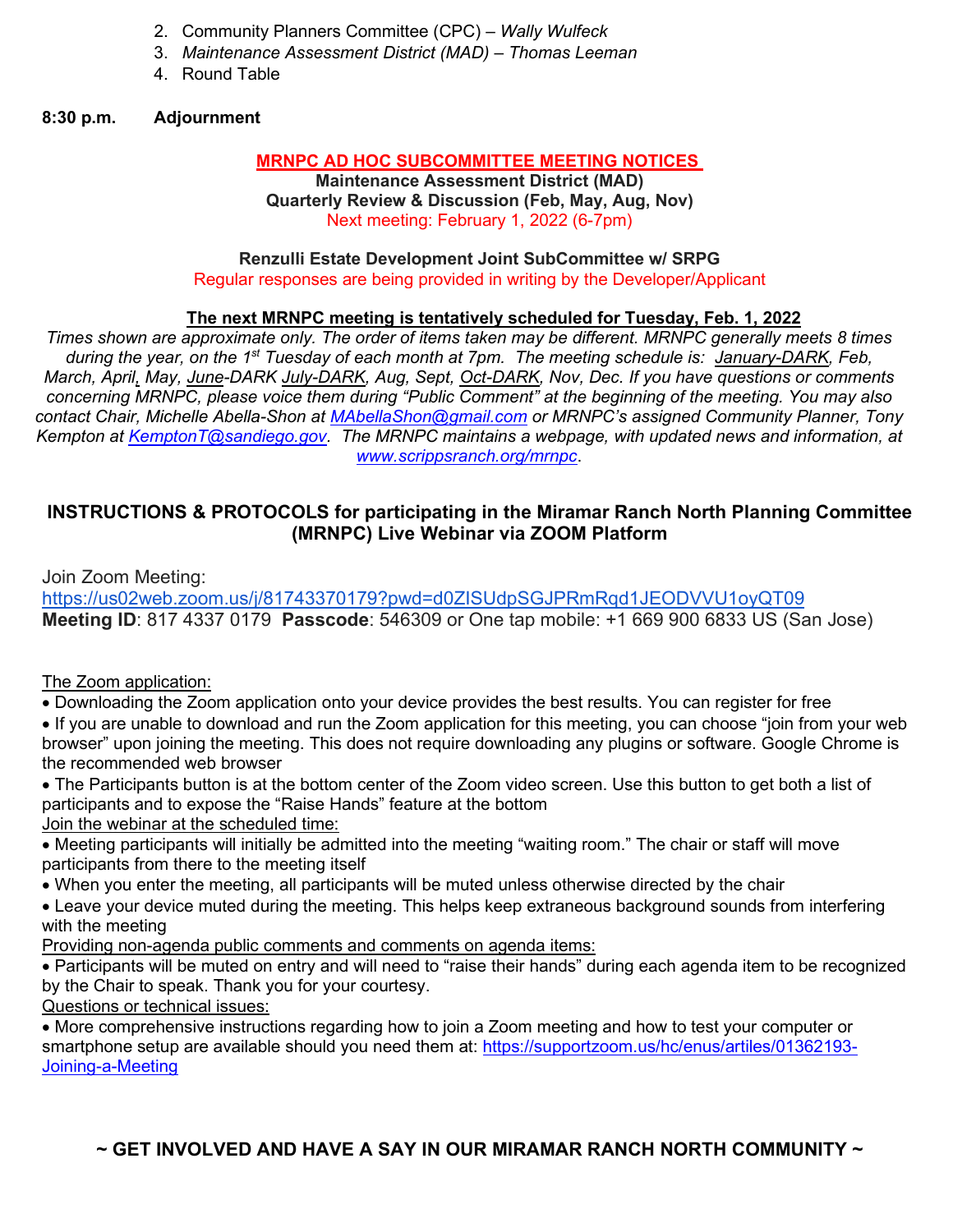2. Community Planners Committee (CPC) – *Wally Wulfeck*
3. *Maintenance Assessment District (MAD) – Thomas Leeman*
4. Round Table

**8:30 p.m. Adjournment**

**MRNPC AD HOC SUBCOMMITTEE MEETING NOTICES**

**Maintenance Assessment District (MAD)**
**Quarterly Review & Discussion (Feb, May, Aug, Nov)**
Next meeting: February 1, 2022 (6-7pm)

**Renzulli Estate Development Joint SubCommittee w/ SRPG**
Regular responses are being provided in writing by the Developer/Applicant

**The next MRNPC meeting is tentatively scheduled for Tuesday, Feb. 1, 2022**

*Times shown are approximate only. The order of items taken may be different. MRNPC generally meets 8 times during the year, on the 1st Tuesday of each month at 7pm. The meeting schedule is: January-DARK, Feb, March, April, May, June-DARK July-DARK, Aug, Sept, Oct-DARK, Nov, Dec. If you have questions or comments concerning MRNPC, please voice them during "Public Comment" at the beginning of the meeting. You may also contact Chair, Michelle Abella-Shon at [MAbellaShon@gmail.com](mailto:MAbellaShon@gmail.com) or MRNPC's assigned Community Planner, Tony Kempton at [KemptonT@sandiego.gov](mailto:KemptonT@sandiego.gov). The MRNPC maintains a webpage, with updated news and information, at [www.scrippsranch.org/mrnpc](http://www.scrippsranch.org/mrnpc).*

## INSTRUCTIONS & PROTOCOLS for participating in the Miramar Ranch North Planning Committee (MRNPC) Live Webinar via ZOOM Platform

Join Zoom Meeting:
[https://us02web.zoom.us/j/81743370179?pwd=d0ZlSUdpSGJPRmRqd1JEODVVU1oyQT09](https://us02web.zoom.us/j/81743370179?pwd=d0ZlSUdpSGJPRmRqd1JEODVVU1oyQT09)
**Meeting ID**: 817 4337 0179 **Passcode**: 546309 or One tap mobile: +1 669 900 6833 US (San Jose)

The Zoom application:

- Downloading the Zoom application onto your device provides the best results. You can register for free
- If you are unable to download and run the Zoom application for this meeting, you can choose "join from your web browser" upon joining the meeting. This does not require downloading any plugins or software. Google Chrome is the recommended web browser
- The Participants button is at the bottom center of the Zoom video screen. Use this button to get both a list of participants and to expose the "Raise Hands" feature at the bottom

Join the webinar at the scheduled time:

- Meeting participants will initially be admitted into the meeting "waiting room." The chair or staff will move participants from there to the meeting itself
- When you enter the meeting, all participants will be muted unless otherwise directed by the chair
- Leave your device muted during the meeting. This helps keep extraneous background sounds from interfering with the meeting

Providing non-agenda public comments and comments on agenda items:

- Participants will be muted on entry and will need to "raise their hands" during each agenda item to be recognized by the Chair to speak. Thank you for your courtesy.

Questions or technical issues:

- More comprehensive instructions regarding how to join a Zoom meeting and how to test your computer or smartphone setup are available should you need them at: [https://supportzoom.us/hc/enus/artiles/01362193-Joining-a-Meeting](https://supportzoom.us/hc/enus/artiles/01362193-Joining-a-Meeting)

**~ GET INVOLVED AND HAVE A SAY IN OUR MIRAMAR RANCH NORTH COMMUNITY ~**